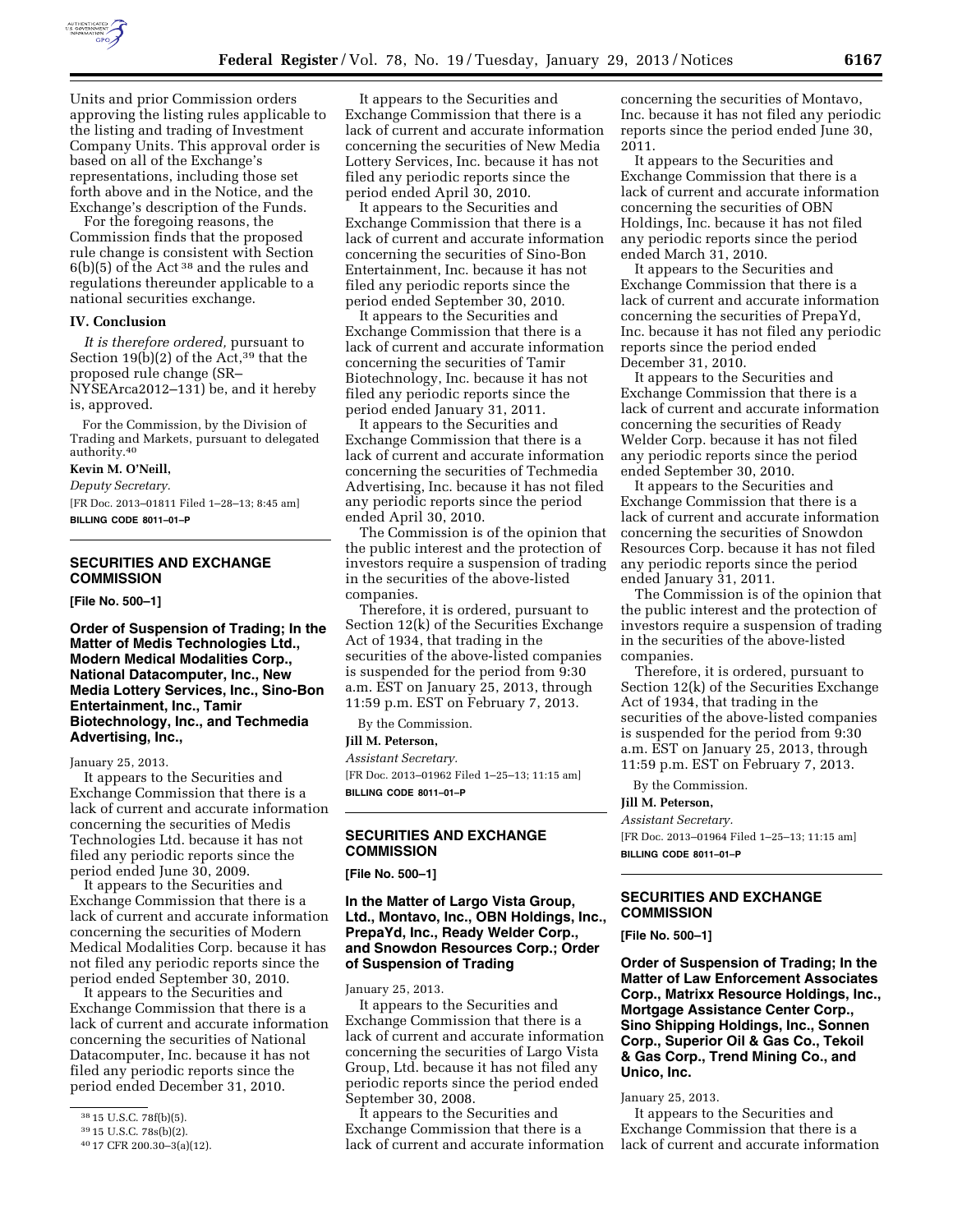Units and prior Commission orders approving the listing rules applicable to the listing and trading of Investment Company Units. This approval order is based on all of the Exchange's representations, including those set forth above and in the Notice, and the Exchange's description of the Funds.

For the foregoing reasons, the Commission finds that the proposed rule change is consistent with Section 6(b)(5) of the Act [38] and the rules and regulations thereunder applicable to a national securities exchange.

## IV. Conclusion

*It is therefore ordered,* pursuant to Section 19(b)(2) of the Act,[39] that the proposed rule change (SR–NYSEArca2012–131) be, and it hereby is, approved.

For the Commission, by the Division of Trading and Markets, pursuant to delegated authority.[40]

**Kevin M. O'Neill,**

*Deputy Secretary.*

[FR Doc. 2013–01811 Filed 1–28–13; 8:45 am]

**BILLING CODE 8011–01–P**

[38] 15 U.S.C. 78f(b)(5).

[39] 15 U.S.C. 78s(b)(2).

[40] 17 CFR 200.30–3(a)(12).

---

## SECURITIES AND EXCHANGE COMMISSION

**[File No. 500–1]**

### Order of Suspension of Trading; In the Matter of Medis Technologies Ltd., Modern Medical Modalities Corp., National Datacomputer, Inc., New Media Lottery Services, Inc., Sino-Bon Entertainment, Inc., Tamir Biotechnology, Inc., and Techmedia Advertising, Inc.,

January 25, 2013.

It appears to the Securities and Exchange Commission that there is a lack of current and accurate information concerning the securities of Medis Technologies Ltd. because it has not filed any periodic reports since the period ended June 30, 2009.

It appears to the Securities and Exchange Commission that there is a lack of current and accurate information concerning the securities of Modern Medical Modalities Corp. because it has not filed any periodic reports since the period ended September 30, 2010.

It appears to the Securities and Exchange Commission that there is a lack of current and accurate information concerning the securities of National Datacomputer, Inc. because it has not filed any periodic reports since the period ended December 31, 2010.

It appears to the Securities and Exchange Commission that there is a lack of current and accurate information concerning the securities of New Media Lottery Services, Inc. because it has not filed any periodic reports since the period ended April 30, 2010.

It appears to the Securities and Exchange Commission that there is a lack of current and accurate information concerning the securities of Sino-Bon Entertainment, Inc. because it has not filed any periodic reports since the period ended September 30, 2010.

It appears to the Securities and Exchange Commission that there is a lack of current and accurate information concerning the securities of Tamir Biotechnology, Inc. because it has not filed any periodic reports since the period ended January 31, 2011.

It appears to the Securities and Exchange Commission that there is a lack of current and accurate information concerning the securities of Techmedia Advertising, Inc. because it has not filed any periodic reports since the period ended April 30, 2010.

The Commission is of the opinion that the public interest and the protection of investors require a suspension of trading in the securities of the above-listed companies.

Therefore, it is ordered, pursuant to Section 12(k) of the Securities Exchange Act of 1934, that trading in the securities of the above-listed companies is suspended for the period from 9:30 a.m. EST on January 25, 2013, through 11:59 p.m. EST on February 7, 2013.

By the Commission.

**Jill M. Peterson,**

*Assistant Secretary.*

[FR Doc. 2013–01962 Filed 1–25–13; 11:15 am]

**BILLING CODE 8011–01–P**

---

## SECURITIES AND EXCHANGE COMMISSION

**[File No. 500–1]**

### In the Matter of Largo Vista Group, Ltd., Montavo, Inc., OBN Holdings, Inc., PrepaYd, Inc., Ready Welder Corp., and Snowdon Resources Corp.; Order of Suspension of Trading

January 25, 2013.

It appears to the Securities and Exchange Commission that there is a lack of current and accurate information concerning the securities of Largo Vista Group, Ltd. because it has not filed any periodic reports since the period ended September 30, 2008.

It appears to the Securities and Exchange Commission that there is a lack of current and accurate information concerning the securities of Montavo, Inc. because it has not filed any periodic reports since the period ended June 30, 2011.

It appears to the Securities and Exchange Commission that there is a lack of current and accurate information concerning the securities of OBN Holdings, Inc. because it has not filed any periodic reports since the period ended March 31, 2010.

It appears to the Securities and Exchange Commission that there is a lack of current and accurate information concerning the securities of PrepaYd, Inc. because it has not filed any periodic reports since the period ended December 31, 2010.

It appears to the Securities and Exchange Commission that there is a lack of current and accurate information concerning the securities of Ready Welder Corp. because it has not filed any periodic reports since the period ended September 30, 2010.

It appears to the Securities and Exchange Commission that there is a lack of current and accurate information concerning the securities of Snowdon Resources Corp. because it has not filed any periodic reports since the period ended January 31, 2011.

The Commission is of the opinion that the public interest and the protection of investors require a suspension of trading in the securities of the above-listed companies.

Therefore, it is ordered, pursuant to Section 12(k) of the Securities Exchange Act of 1934, that trading in the securities of the above-listed companies is suspended for the period from 9:30 a.m. EST on January 25, 2013, through 11:59 p.m. EST on February 7, 2013.

By the Commission.

**Jill M. Peterson,**

*Assistant Secretary.*

[FR Doc. 2013–01964 Filed 1–25–13; 11:15 am]

**BILLING CODE 8011–01–P**

---

## SECURITIES AND EXCHANGE COMMISSION

**[File No. 500–1]**

### Order of Suspension of Trading; In the Matter of Law Enforcement Associates Corp., Matrixx Resource Holdings, Inc., Mortgage Assistance Center Corp., Sino Shipping Holdings, Inc., Sonnen Corp., Superior Oil & Gas Co., Tekoil & Gas Corp., Trend Mining Co., and Unico, Inc.

January 25, 2013.

It appears to the Securities and Exchange Commission that there is a lack of current and accurate information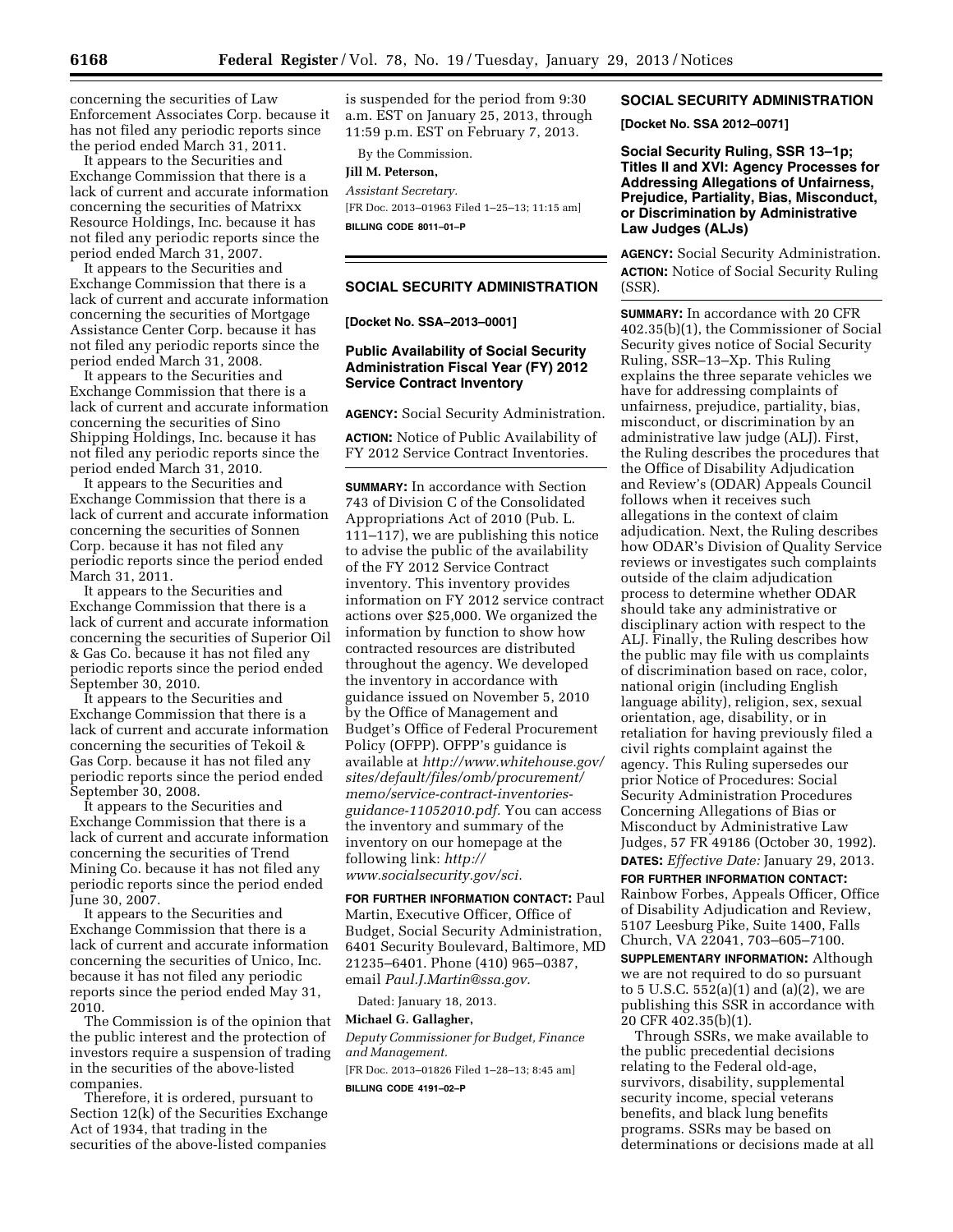concerning the securities of Law Enforcement Associates Corp. because it has not filed any periodic reports since the period ended March 31, 2011.

It appears to the Securities and Exchange Commission that there is a lack of current and accurate information concerning the securities of Matrixx Resource Holdings, Inc. because it has not filed any periodic reports since the period ended March 31, 2007.

It appears to the Securities and Exchange Commission that there is a lack of current and accurate information concerning the securities of Mortgage Assistance Center Corp. because it has not filed any periodic reports since the period ended March 31, 2008.

It appears to the Securities and Exchange Commission that there is a lack of current and accurate information concerning the securities of Sino Shipping Holdings, Inc. because it has not filed any periodic reports since the period ended March 31, 2010.

It appears to the Securities and Exchange Commission that there is a lack of current and accurate information concerning the securities of Sonnen Corp. because it has not filed any periodic reports since the period ended March 31, 2011.

It appears to the Securities and Exchange Commission that there is a lack of current and accurate information concerning the securities of Superior Oil & Gas Co. because it has not filed any periodic reports since the period ended September 30, 2010.

It appears to the Securities and Exchange Commission that there is a lack of current and accurate information concerning the securities of Tekoil & Gas Corp. because it has not filed any periodic reports since the period ended September 30, 2008.

It appears to the Securities and Exchange Commission that there is a lack of current and accurate information concerning the securities of Trend Mining Co. because it has not filed any periodic reports since the period ended June 30, 2007.

It appears to the Securities and Exchange Commission that there is a lack of current and accurate information concerning the securities of Unico, Inc. because it has not filed any periodic reports since the period ended May 31, 2010.

The Commission is of the opinion that the public interest and the protection of investors require a suspension of trading in the securities of the above-listed companies.

Therefore, it is ordered, pursuant to Section 12(k) of the Securities Exchange Act of 1934, that trading in the securities of the above-listed companies is suspended for the period from 9:30 a.m. EST on January 25, 2013, through 11:59 p.m. EST on February 7, 2013.

By the Commission.

**Jill M. Peterson,**

*Assistant Secretary.*

[FR Doc. 2013–01963 Filed 1–25–13; 11:15 am]

**BILLING CODE 8011–01–P**

## SOCIAL SECURITY ADMINISTRATION

**[Docket No. SSA–2013–0001]**

### Public Availability of Social Security Administration Fiscal Year (FY) 2012 Service Contract Inventory

**AGENCY:** Social Security Administration.

**ACTION:** Notice of Public Availability of FY 2012 Service Contract Inventories.

**SUMMARY:** In accordance with Section 743 of Division C of the Consolidated Appropriations Act of 2010 (Pub. L. 111–117), we are publishing this notice to advise the public of the availability of the FY 2012 Service Contract inventory. This inventory provides information on FY 2012 service contract actions over $25,000. We organized the information by function to show how contracted resources are distributed throughout the agency. We developed the inventory in accordance with guidance issued on November 5, 2010 by the Office of Management and Budget's Office of Federal Procurement Policy (OFPP). OFPP's guidance is available at *http://www.whitehouse.gov/sites/default/files/omb/procurement/memo/service-contract-inventories-guidance-11052010.pdf.* You can access the inventory and summary of the inventory on our homepage at the following link: *http://www.socialsecurity.gov/sci.*

**FOR FURTHER INFORMATION CONTACT:** Paul Martin, Executive Officer, Office of Budget, Social Security Administration, 6401 Security Boulevard, Baltimore, MD 21235–6401. Phone (410) 965–0387, email *Paul.J.Martin@ssa.gov.*

Dated: January 18, 2013.

**Michael G. Gallagher,**

*Deputy Commissioner for Budget, Finance and Management.*

[FR Doc. 2013–01826 Filed 1–28–13; 8:45 am]

**BILLING CODE 4191–02–P**

## SOCIAL SECURITY ADMINISTRATION

**[Docket No. SSA 2012–0071]**

### Social Security Ruling, SSR 13–1p; Titles II and XVI: Agency Processes for Addressing Allegations of Unfairness, Prejudice, Partiality, Bias, Misconduct, or Discrimination by Administrative Law Judges (ALJs)

**AGENCY:** Social Security Administration.

**ACTION:** Notice of Social Security Ruling (SSR).

**SUMMARY:** In accordance with 20 CFR 402.35(b)(1), the Commissioner of Social Security gives notice of Social Security Ruling, SSR–13–Xp. This Ruling explains the three separate vehicles we have for addressing complaints of unfairness, prejudice, partiality, bias, misconduct, or discrimination by an administrative law judge (ALJ). First, the Ruling describes the procedures that the Office of Disability Adjudication and Review's (ODAR) Appeals Council follows when it receives such allegations in the context of claim adjudication. Next, the Ruling describes how ODAR's Division of Quality Service reviews or investigates such complaints outside of the claim adjudication process to determine whether ODAR should take any administrative or disciplinary action with respect to the ALJ. Finally, the Ruling describes how the public may file with us complaints of discrimination based on race, color, national origin (including English language ability), religion, sex, sexual orientation, age, disability, or in retaliation for having previously filed a civil rights complaint against the agency. This Ruling supersedes our prior Notice of Procedures: Social Security Administration Procedures Concerning Allegations of Bias or Misconduct by Administrative Law Judges, 57 FR 49186 (October 30, 1992).

**DATES:** *Effective Date:* January 29, 2013.

**FOR FURTHER INFORMATION CONTACT:** Rainbow Forbes, Appeals Officer, Office of Disability Adjudication and Review, 5107 Leesburg Pike, Suite 1400, Falls Church, VA 22041, 703–605–7100.

**SUPPLEMENTARY INFORMATION:** Although we are not required to do so pursuant to 5 U.S.C. 552(a)(1) and (a)(2), we are publishing this SSR in accordance with 20 CFR 402.35(b)(1).

Through SSRs, we make available to the public precedential decisions relating to the Federal old-age, survivors, disability, supplemental security income, special veterans benefits, and black lung benefits programs. SSRs may be based on determinations or decisions made at all